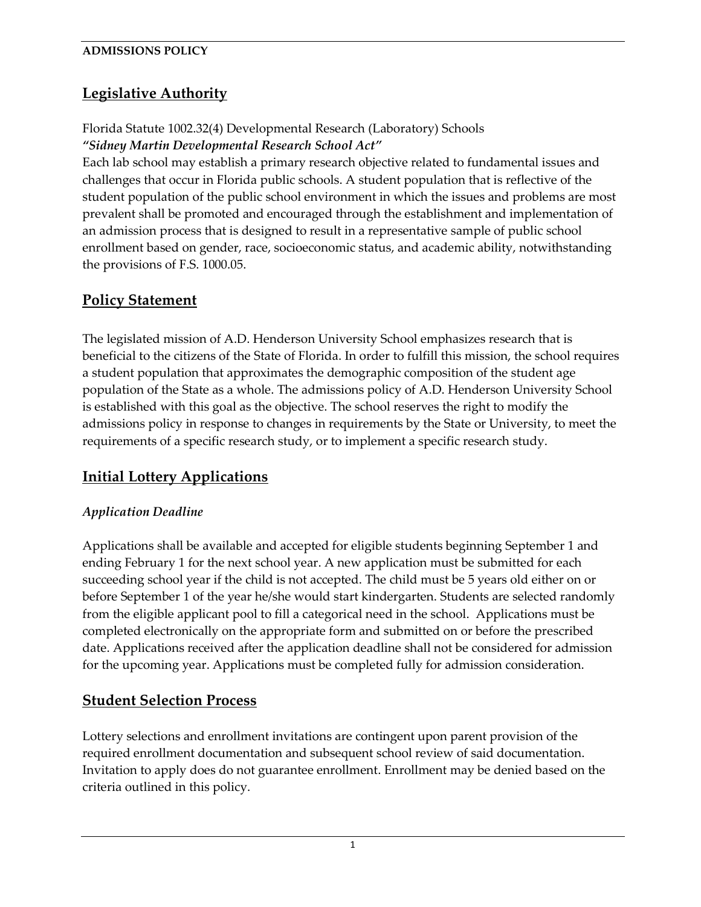**ADMISSIONS POLICY**

## Legislative Authority

Florida Statute 1002.32(4) Developmental Research (Laboratory) Schools
***"Sidney Martin Developmental Research School Act"***
Each lab school may establish a primary research objective related to fundamental issues and challenges that occur in Florida public schools. A student population that is reflective of the student population of the public school environment in which the issues and problems are most prevalent shall be promoted and encouraged through the establishment and implementation of an admission process that is designed to result in a representative sample of public school enrollment based on gender, race, socioeconomic status, and academic ability, notwithstanding the provisions of F.S. 1000.05.

## Policy Statement

The legislated mission of A.D. Henderson University School emphasizes research that is beneficial to the citizens of the State of Florida. In order to fulfill this mission, the school requires a student population that approximates the demographic composition of the student age population of the State as a whole. The admissions policy of A.D. Henderson University School is established with this goal as the objective. The school reserves the right to modify the admissions policy in response to changes in requirements by the State or University, to meet the requirements of a specific research study, or to implement a specific research study.

## Initial Lottery Applications

### *Application Deadline*

Applications shall be available and accepted for eligible students beginning September 1 and ending February 1 for the next school year. A new application must be submitted for each succeeding school year if the child is not accepted. The child must be 5 years old either on or before September 1 of the year he/she would start kindergarten. Students are selected randomly from the eligible applicant pool to fill a categorical need in the school. Applications must be completed electronically on the appropriate form and submitted on or before the prescribed date. Applications received after the application deadline shall not be considered for admission for the upcoming year. Applications must be completed fully for admission consideration.

## Student Selection Process

Lottery selections and enrollment invitations are contingent upon parent provision of the required enrollment documentation and subsequent school review of said documentation. Invitation to apply does do not guarantee enrollment. Enrollment may be denied based on the criteria outlined in this policy.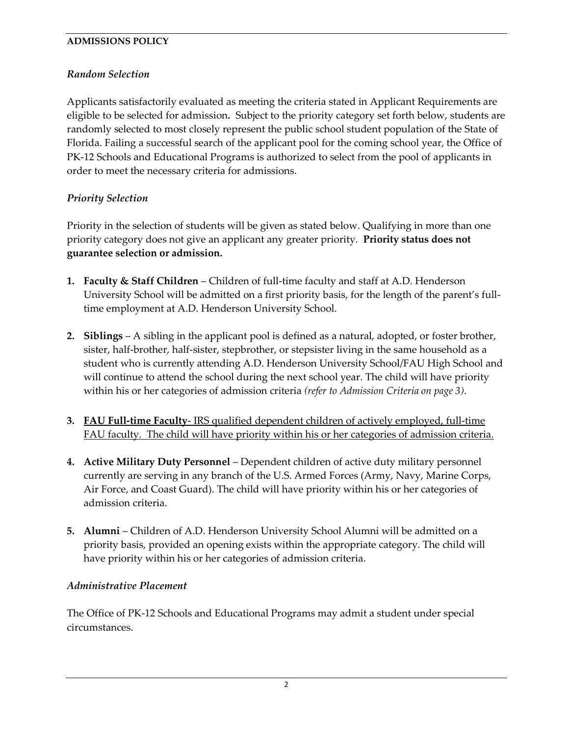**ADMISSIONS POLICY**

### *Random Selection*

Applicants satisfactorily evaluated as meeting the criteria stated in Applicant Requirements are eligible to be selected for admission**.** Subject to the priority category set forth below, students are randomly selected to most closely represent the public school student population of the State of Florida. Failing a successful search of the applicant pool for the coming school year, the Office of PK-12 Schools and Educational Programs is authorized to select from the pool of applicants in order to meet the necessary criteria for admissions.

### *Priority Selection*

Priority in the selection of students will be given as stated below. Qualifying in more than one priority category does not give an applicant any greater priority. **Priority status does not guarantee selection or admission.**

1. **Faculty & Staff Children** – Children of full-time faculty and staff at A.D. Henderson University School will be admitted on a first priority basis, for the length of the parent's full-time employment at A.D. Henderson University School.

2. **Siblings** – A sibling in the applicant pool is defined as a natural, adopted, or foster brother, sister, half-brother, half-sister, stepbrother, or stepsister living in the same household as a student who is currently attending A.D. Henderson University School/FAU High School and will continue to attend the school during the next school year. The child will have priority within his or her categories of admission criteria *(refer to Admission Criteria on page 3)*.

3. <u>**FAU Full-time Faculty**- IRS qualified dependent children of actively employed, full-time FAU faculty. The child will have priority within his or her categories of admission criteria.</u>

4. **Active Military Duty Personnel** – Dependent children of active duty military personnel currently are serving in any branch of the U.S. Armed Forces (Army, Navy, Marine Corps, Air Force, and Coast Guard). The child will have priority within his or her categories of admission criteria.

5. **Alumni** – Children of A.D. Henderson University School Alumni will be admitted on a priority basis, provided an opening exists within the appropriate category. The child will have priority within his or her categories of admission criteria.

### *Administrative Placement*

The Office of PK-12 Schools and Educational Programs may admit a student under special circumstances.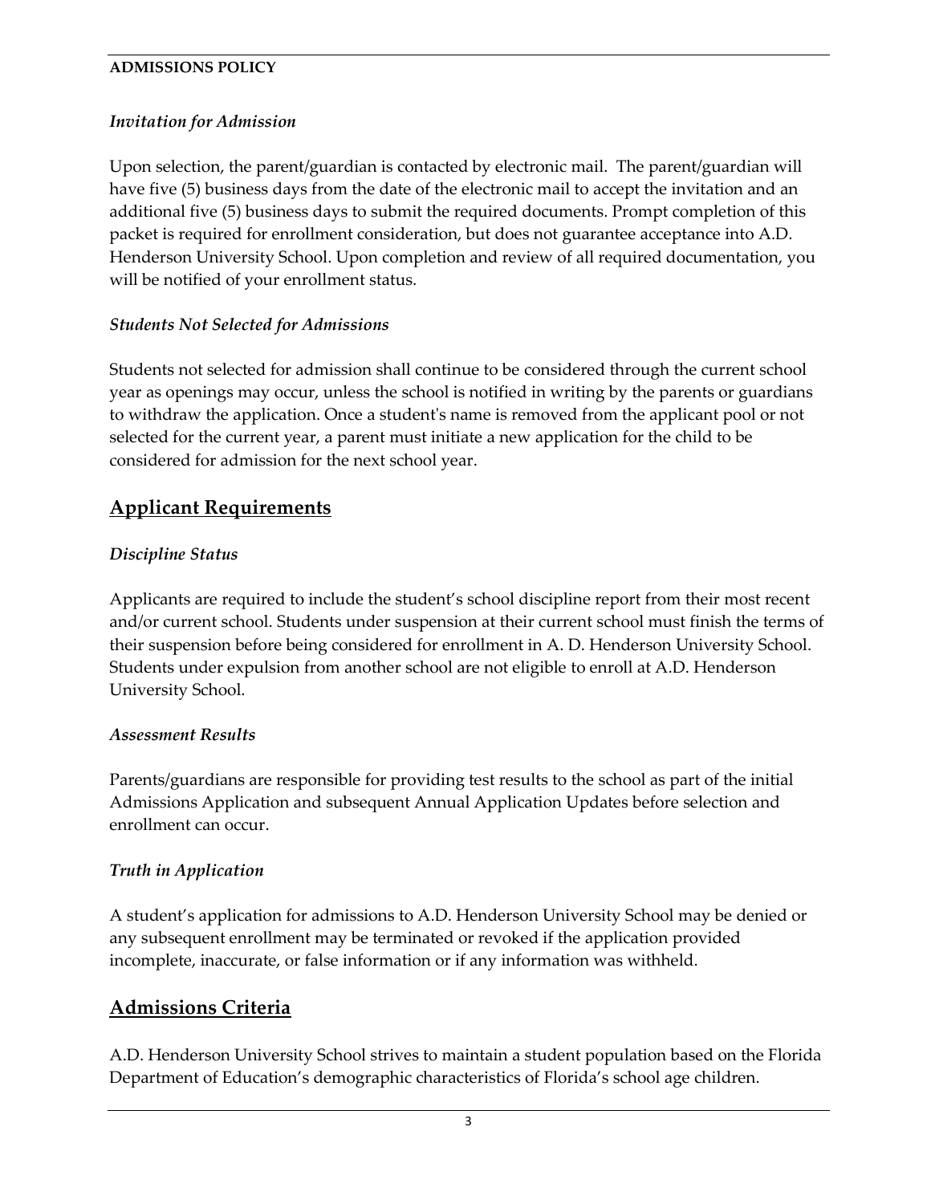### *Invitation for Admission*

Upon selection, the parent/guardian is contacted by electronic mail. The parent/guardian will have five (5) business days from the date of the electronic mail to accept the invitation and an additional five (5) business days to submit the required documents. Prompt completion of this packet is required for enrollment consideration, but does not guarantee acceptance into A.D. Henderson University School. Upon completion and review of all required documentation, you will be notified of your enrollment status.

### *Students Not Selected for Admissions*

Students not selected for admission shall continue to be considered through the current school year as openings may occur, unless the school is notified in writing by the parents or guardians to withdraw the application. Once a student's name is removed from the applicant pool or not selected for the current year, a parent must initiate a new application for the child to be considered for admission for the next school year.

## Applicant Requirements

### *Discipline Status*

Applicants are required to include the student's school discipline report from their most recent and/or current school. Students under suspension at their current school must finish the terms of their suspension before being considered for enrollment in A. D. Henderson University School. Students under expulsion from another school are not eligible to enroll at A.D. Henderson University School.

### *Assessment Results*

Parents/guardians are responsible for providing test results to the school as part of the initial Admissions Application and subsequent Annual Application Updates before selection and enrollment can occur.

### *Truth in Application*

A student's application for admissions to A.D. Henderson University School may be denied or any subsequent enrollment may be terminated or revoked if the application provided incomplete, inaccurate, or false information or if any information was withheld.

## Admissions Criteria

A.D. Henderson University School strives to maintain a student population based on the Florida Department of Education's demographic characteristics of Florida's school age children.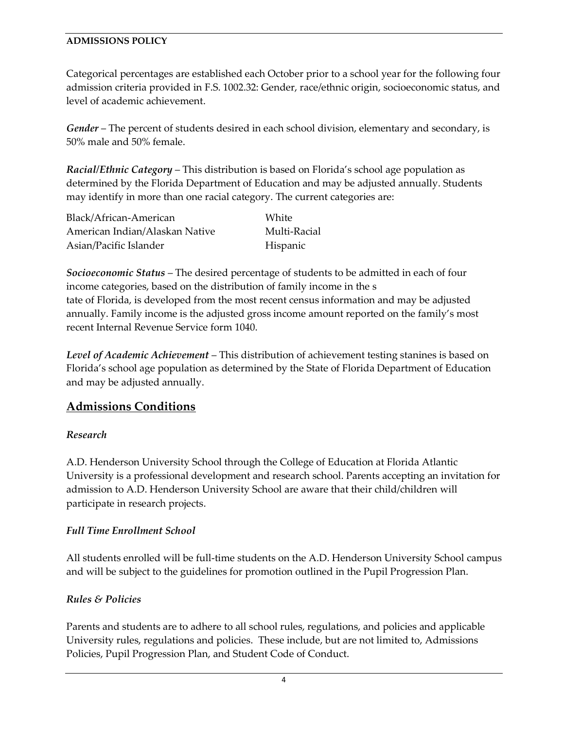**ADMISSIONS POLICY**

Categorical percentages are established each October prior to a school year for the following four admission criteria provided in F.S. 1002.32: Gender, race/ethnic origin, socioeconomic status, and level of academic achievement.

***Gender*** – The percent of students desired in each school division, elementary and secondary, is 50% male and 50% female.

***Racial/Ethnic Category*** – This distribution is based on Florida's school age population as determined by the Florida Department of Education and may be adjusted annually. Students may identify in more than one racial category. The current categories are:

| | |
|---|---|
| Black/African-American | White |
| American Indian/Alaskan Native | Multi-Racial |
| Asian/Pacific Islander | Hispanic |

***Socioeconomic Status*** – The desired percentage of students to be admitted in each of four income categories, based on the distribution of family income in the state of Florida, is developed from the most recent census information and may be adjusted annually. Family income is the adjusted gross income amount reported on the family's most recent Internal Revenue Service form 1040.

***Level of Academic Achievement*** – This distribution of achievement testing stanines is based on Florida's school age population as determined by the State of Florida Department of Education and may be adjusted annually.

## Admissions Conditions

### *Research*

A.D. Henderson University School through the College of Education at Florida Atlantic University is a professional development and research school. Parents accepting an invitation for admission to A.D. Henderson University School are aware that their child/children will participate in research projects.

### *Full Time Enrollment School*

All students enrolled will be full-time students on the A.D. Henderson University School campus and will be subject to the guidelines for promotion outlined in the Pupil Progression Plan.

### *Rules & Policies*

Parents and students are to adhere to all school rules, regulations, and policies and applicable University rules, regulations and policies. These include, but are not limited to, Admissions Policies, Pupil Progression Plan, and Student Code of Conduct.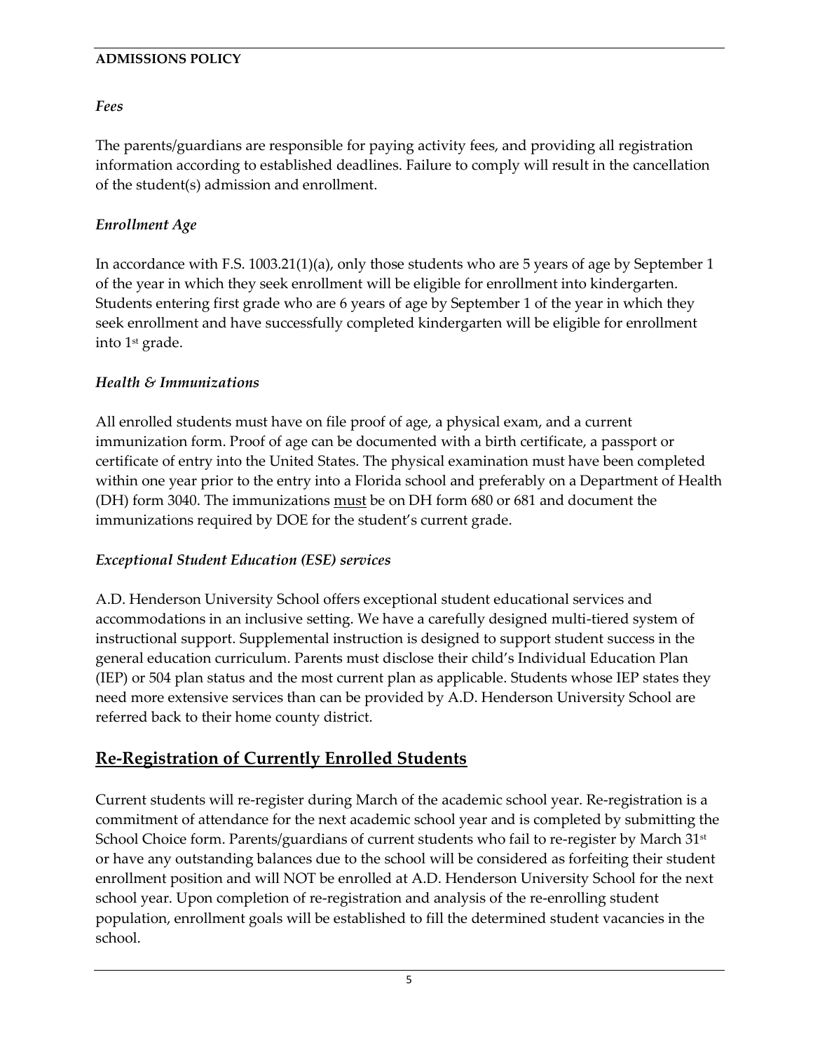### Fees

The parents/guardians are responsible for paying activity fees, and providing all registration information according to established deadlines. Failure to comply will result in the cancellation of the student(s) admission and enrollment.

### Enrollment Age

In accordance with F.S. 1003.21(1)(a), only those students who are 5 years of age by September 1 of the year in which they seek enrollment will be eligible for enrollment into kindergarten. Students entering first grade who are 6 years of age by September 1 of the year in which they seek enrollment and have successfully completed kindergarten will be eligible for enrollment into 1st grade.

### Health & Immunizations

All enrolled students must have on file proof of age, a physical exam, and a current immunization form. Proof of age can be documented with a birth certificate, a passport or certificate of entry into the United States. The physical examination must have been completed within one year prior to the entry into a Florida school and preferably on a Department of Health (DH) form 3040. The immunizations must be on DH form 680 or 681 and document the immunizations required by DOE for the student's current grade.

### Exceptional Student Education (ESE) services

A.D. Henderson University School offers exceptional student educational services and accommodations in an inclusive setting. We have a carefully designed multi-tiered system of instructional support. Supplemental instruction is designed to support student success in the general education curriculum. Parents must disclose their child's Individual Education Plan (IEP) or 504 plan status and the most current plan as applicable. Students whose IEP states they need more extensive services than can be provided by A.D. Henderson University School are referred back to their home county district.

## Re-Registration of Currently Enrolled Students

Current students will re-register during March of the academic school year. Re-registration is a commitment of attendance for the next academic school year and is completed by submitting the School Choice form. Parents/guardians of current students who fail to re-register by March 31st or have any outstanding balances due to the school will be considered as forfeiting their student enrollment position and will NOT be enrolled at A.D. Henderson University School for the next school year. Upon completion of re-registration and analysis of the re-enrolling student population, enrollment goals will be established to fill the determined student vacancies in the school.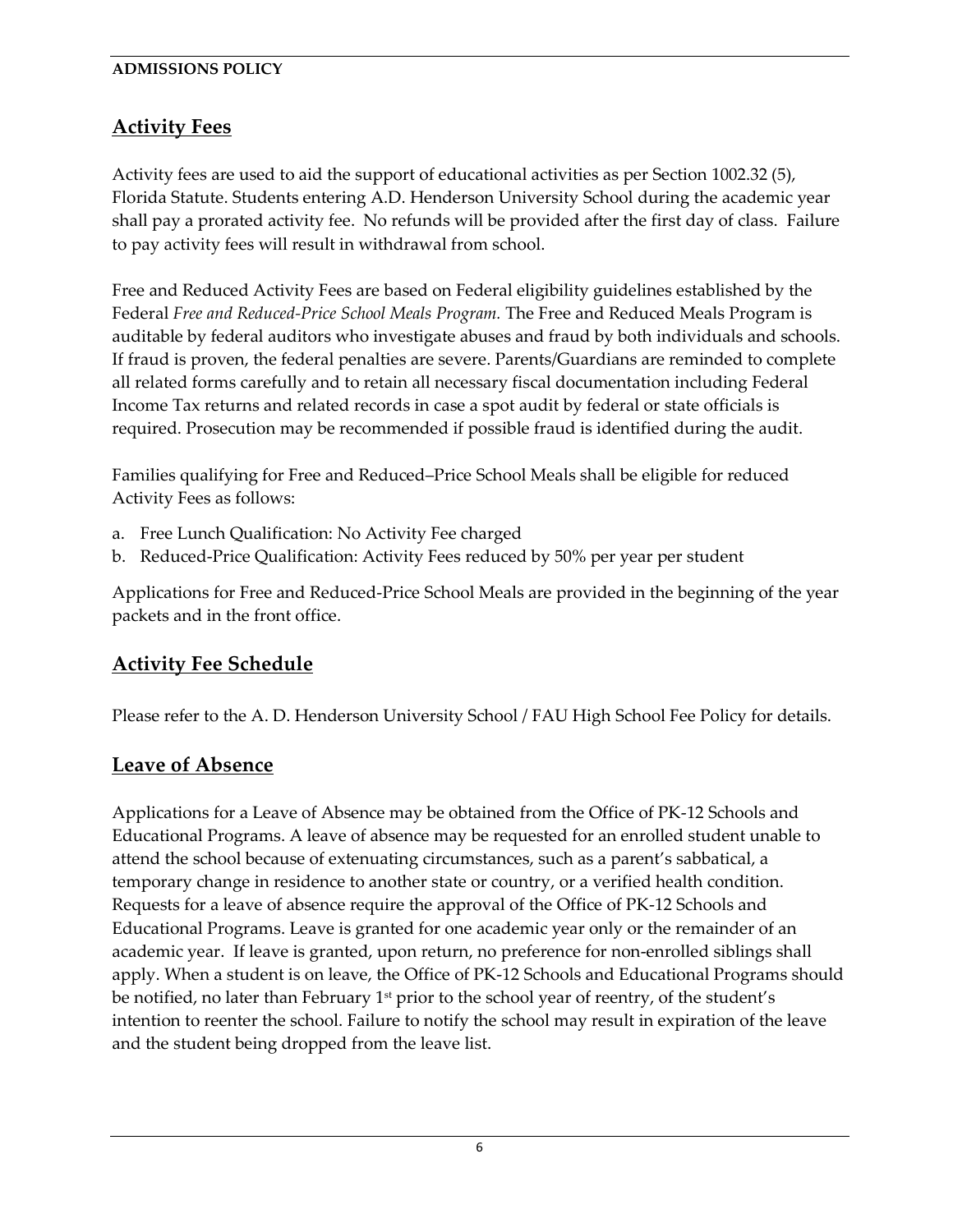## Activity Fees

Activity fees are used to aid the support of educational activities as per Section 1002.32 (5), Florida Statute. Students entering A.D. Henderson University School during the academic year shall pay a prorated activity fee. No refunds will be provided after the first day of class. Failure to pay activity fees will result in withdrawal from school.

Free and Reduced Activity Fees are based on Federal eligibility guidelines established by the Federal *Free and Reduced-Price School Meals Program.* The Free and Reduced Meals Program is auditable by federal auditors who investigate abuses and fraud by both individuals and schools. If fraud is proven, the federal penalties are severe. Parents/Guardians are reminded to complete all related forms carefully and to retain all necessary fiscal documentation including Federal Income Tax returns and related records in case a spot audit by federal or state officials is required. Prosecution may be recommended if possible fraud is identified during the audit.

Families qualifying for Free and Reduced–Price School Meals shall be eligible for reduced Activity Fees as follows:

a. Free Lunch Qualification: No Activity Fee charged
b. Reduced-Price Qualification: Activity Fees reduced by 50% per year per student

Applications for Free and Reduced-Price School Meals are provided in the beginning of the year packets and in the front office.

## Activity Fee Schedule

Please refer to the A. D. Henderson University School / FAU High School Fee Policy for details.

## Leave of Absence

Applications for a Leave of Absence may be obtained from the Office of PK-12 Schools and Educational Programs. A leave of absence may be requested for an enrolled student unable to attend the school because of extenuating circumstances, such as a parent's sabbatical, a temporary change in residence to another state or country, or a verified health condition. Requests for a leave of absence require the approval of the Office of PK-12 Schools and Educational Programs. Leave is granted for one academic year only or the remainder of an academic year. If leave is granted, upon return, no preference for non-enrolled siblings shall apply. When a student is on leave, the Office of PK-12 Schools and Educational Programs should be notified, no later than February 1st prior to the school year of reentry, of the student's intention to reenter the school. Failure to notify the school may result in expiration of the leave and the student being dropped from the leave list.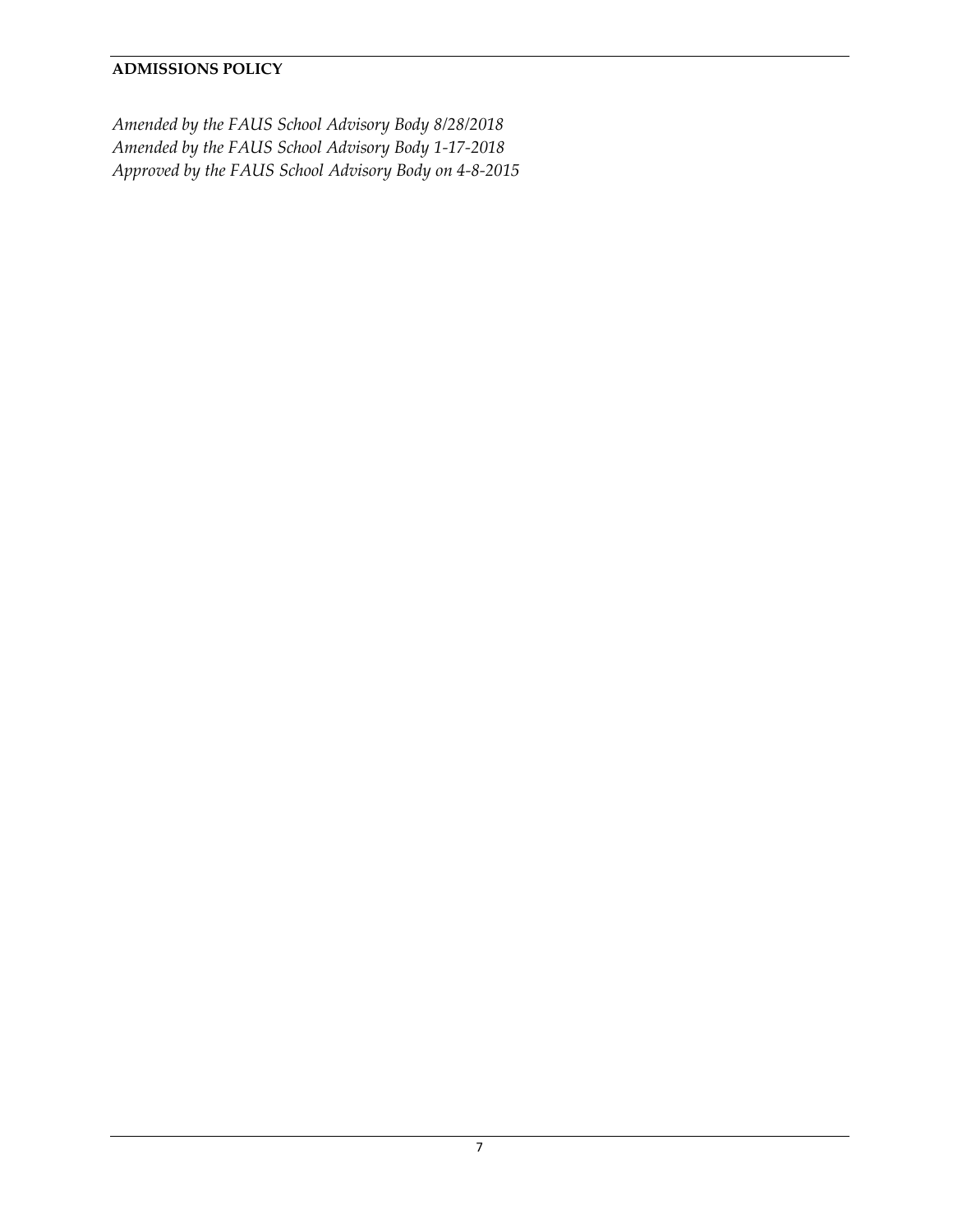**ADMISSIONS POLICY**

*Amended by the FAUS School Advisory Body 8/28/2018*
*Amended by the FAUS School Advisory Body 1-17-2018*
*Approved by the FAUS School Advisory Body on 4-8-2015*